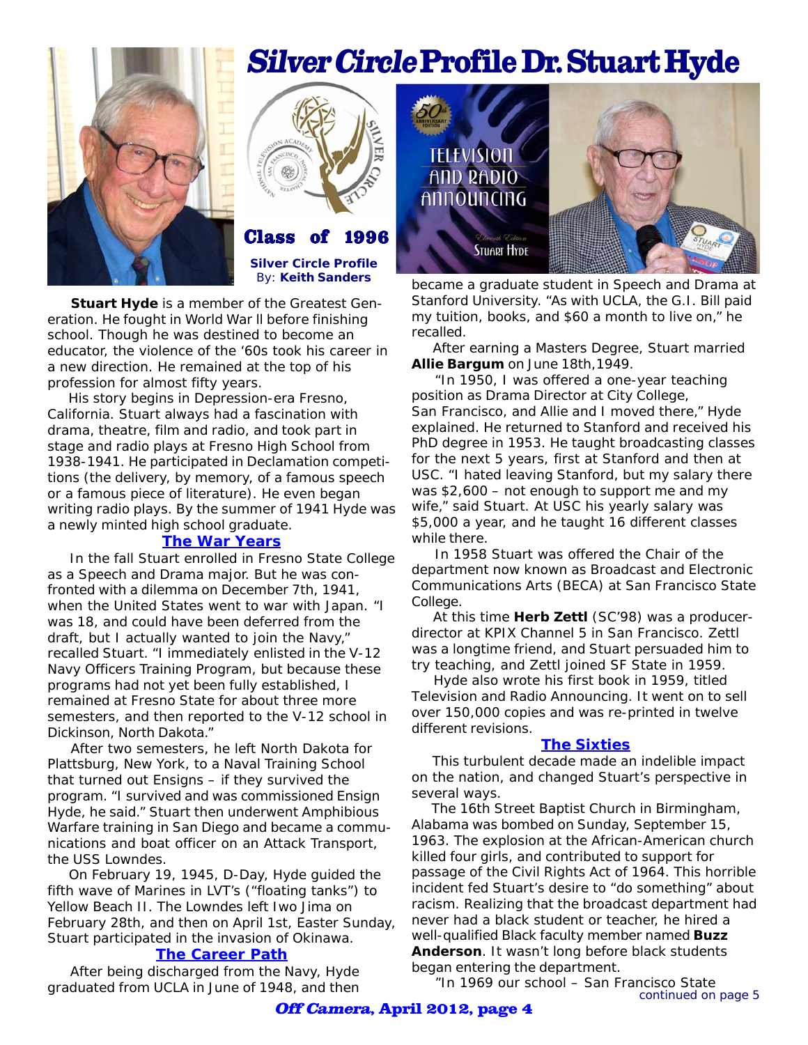# *Silver Circle* Profile Dr. Stuart Hyde

**Class of 1996**

**Silver Circle Profile**
By: **Keith Sanders**

**Stuart Hyde** is a member of the Greatest Generation. He fought in World War II before finishing school. Though he was destined to become an educator, the violence of the '60s took his career in a new direction. He remained at the top of his profession for almost fifty years.

His story begins in Depression-era Fresno, California. Stuart always had a fascination with drama, theatre, film and radio, and took part in stage and radio plays at Fresno High School from 1938-1941. He participated in Declamation competitions (the delivery, by memory, of a famous speech or a famous piece of literature). He even began writing radio plays. By the summer of 1941 Hyde was a newly minted high school graduate.

## The War Years

In the fall Stuart enrolled in Fresno State College as a Speech and Drama major. But he was confronted with a dilemma on December 7th, 1941, when the United States went to war with Japan. "I was 18, and could have been deferred from the draft, but I actually wanted to join the Navy," recalled Stuart. "I immediately enlisted in the V-12 Navy Officers Training Program, but because these programs had not yet been fully established, I remained at Fresno State for about three more semesters, and then reported to the V-12 school in Dickinson, North Dakota."

After two semesters, he left North Dakota for Plattsburg, New York, to a Naval Training School that turned out Ensigns – if they survived the program. "I survived and was commissioned Ensign Hyde, he said." Stuart then underwent Amphibious Warfare training in San Diego and became a communications and boat officer on an Attack Transport, the USS Lowndes.

On February 19, 1945, D-Day, Hyde guided the fifth wave of Marines in LVT's ("floating tanks") to Yellow Beach II. The Lowndes left Iwo Jima on February 28th, and then on April 1st, Easter Sunday, Stuart participated in the invasion of Okinawa.

## The Career Path

After being discharged from the Navy, Hyde graduated from UCLA in June of 1948, and then became a graduate student in Speech and Drama at Stanford University. "As with UCLA, the G.I. Bill paid my tuition, books, and $60 a month to live on," he recalled.

After earning a Masters Degree, Stuart married **Allie Bargum** on June 18th,1949.

"In 1950, I was offered a one-year teaching position as Drama Director at City College, San Francisco, and Allie and I moved there," Hyde explained. He returned to Stanford and received his PhD degree in 1953. He taught broadcasting classes for the next 5 years, first at Stanford and then at USC. "I hated leaving Stanford, but my salary there was $2,600 – not enough to support me and my wife," said Stuart. At USC his yearly salary was $5,000 a year, and he taught 16 different classes while there.

In 1958 Stuart was offered the Chair of the department now known as Broadcast and Electronic Communications Arts (BECA) at San Francisco State College.

At this time **Herb Zettl** (SC'98) was a producer-director at KPIX Channel 5 in San Francisco. Zettl was a longtime friend, and Stuart persuaded him to try teaching, and Zettl joined SF State in 1959.

Hyde also wrote his first book in 1959, titled Television and Radio Announcing. It went on to sell over 150,000 copies and was re-printed in twelve different revisions.

## The Sixties

This turbulent decade made an indelible impact on the nation, and changed Stuart's perspective in several ways.

The 16th Street Baptist Church in Birmingham, Alabama was bombed on Sunday, September 15, 1963. The explosion at the African-American church killed four girls, and contributed to support for passage of the Civil Rights Act of 1964. This horrible incident fed Stuart's desire to "do something" about racism. Realizing that the broadcast department had never had a black student or teacher, he hired a well-qualified Black faculty member named **Buzz Anderson**. It wasn't long before black students began entering the department.

"In 1969 our school – San Francisco State

continued on page 5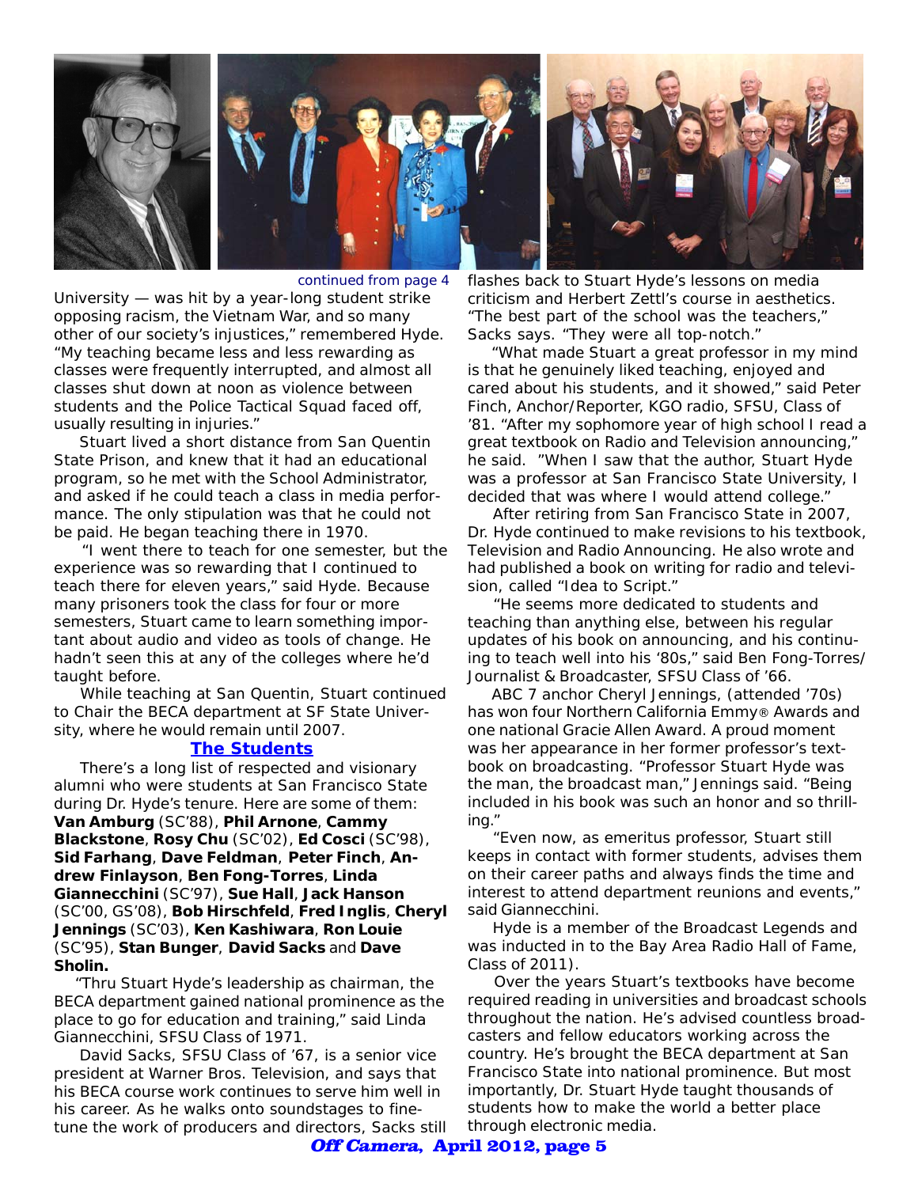continued from page 4

University — was hit by a year-long student strike opposing racism, the Vietnam War, and so many other of our society's injustices," remembered Hyde. "My teaching became less and less rewarding as classes were frequently interrupted, and almost all classes shut down at noon as violence between students and the Police Tactical Squad faced off, usually resulting in injuries."

Stuart lived a short distance from San Quentin State Prison, and knew that it had an educational program, so he met with the School Administrator, and asked if he could teach a class in media performance. The only stipulation was that he could not be paid. He began teaching there in 1970.

"I went there to teach for one semester, but the experience was so rewarding that I continued to teach there for eleven years," said Hyde. Because many prisoners took the class for four or more semesters, Stuart came to learn something important about audio and video as tools of change. He hadn't seen this at any of the colleges where he'd taught before.

While teaching at San Quentin, Stuart continued to Chair the BECA department at SF State University, where he would remain until 2007.

## The Students

There's a long list of respected and visionary alumni who were students at San Francisco State during Dr. Hyde's tenure. Here are some of them: **Van Amburg** (SC'88), **Phil Arnone**, **Cammy Blackstone**, **Rosy Chu** (SC'02), **Ed Cosci** (SC'98), **Sid Farhang**, **Dave Feldman**, **Peter Finch**, **Andrew Finlayson**, **Ben Fong-Torres**, **Linda Giannecchini** (SC'97), **Sue Hall**, **Jack Hanson** (SC'00, GS'08), **Bob Hirschfeld**, **Fred Inglis**, **Cheryl Jennings** (SC'03), **Ken Kashiwara**, **Ron Louie** (SC'95), **Stan Bunger**, **David Sacks** and **Dave Sholin.**

"Thru Stuart Hyde's leadership as chairman, the BECA department gained national prominence as the place to go for education and training," said Linda Giannecchini, SFSU Class of 1971.

David Sacks, SFSU Class of '67, is a senior vice president at Warner Bros. Television, and says that his BECA course work continues to serve him well in his career. As he walks onto soundstages to fine-tune the work of producers and directors, Sacks still flashes back to Stuart Hyde's lessons on media criticism and Herbert Zettl's course in aesthetics. "The best part of the school was the teachers," Sacks says. "They were all top-notch."

"What made Stuart a great professor in my mind is that he genuinely liked teaching, enjoyed and cared about his students, and it showed," said Peter Finch, Anchor/Reporter, KGO radio, SFSU, Class of '81. "After my sophomore year of high school I read a great textbook on Radio and Television announcing," he said. "When I saw that the author, Stuart Hyde was a professor at San Francisco State University, I decided that was where I would attend college."

After retiring from San Francisco State in 2007, Dr. Hyde continued to make revisions to his textbook, Television and Radio Announcing. He also wrote and had published a book on writing for radio and television, called "Idea to Script."

"He seems more dedicated to students and teaching than anything else, between his regular updates of his book on announcing, and his continuing to teach well into his '80s," said Ben Fong-Torres/ Journalist & Broadcaster, SFSU Class of '66.

ABC 7 anchor Cheryl Jennings, (attended '70s) has won four Northern California Emmy® Awards and one national Gracie Allen Award. A proud moment was her appearance in her former professor's textbook on broadcasting. "Professor Stuart Hyde was the man, the broadcast man," Jennings said. "Being included in his book was such an honor and so thrilling."

"Even now, as emeritus professor, Stuart still keeps in contact with former students, advises them on their career paths and always finds the time and interest to attend department reunions and events," said Giannecchini.

Hyde is a member of the Broadcast Legends and was inducted in to the Bay Area Radio Hall of Fame, Class of 2011).

Over the years Stuart's textbooks have become required reading in universities and broadcast schools throughout the nation. He's advised countless broadcasters and fellow educators working across the country. He's brought the BECA department at San Francisco State into national prominence. But most importantly, Dr. Stuart Hyde taught thousands of students how to make the world a better place through electronic media.